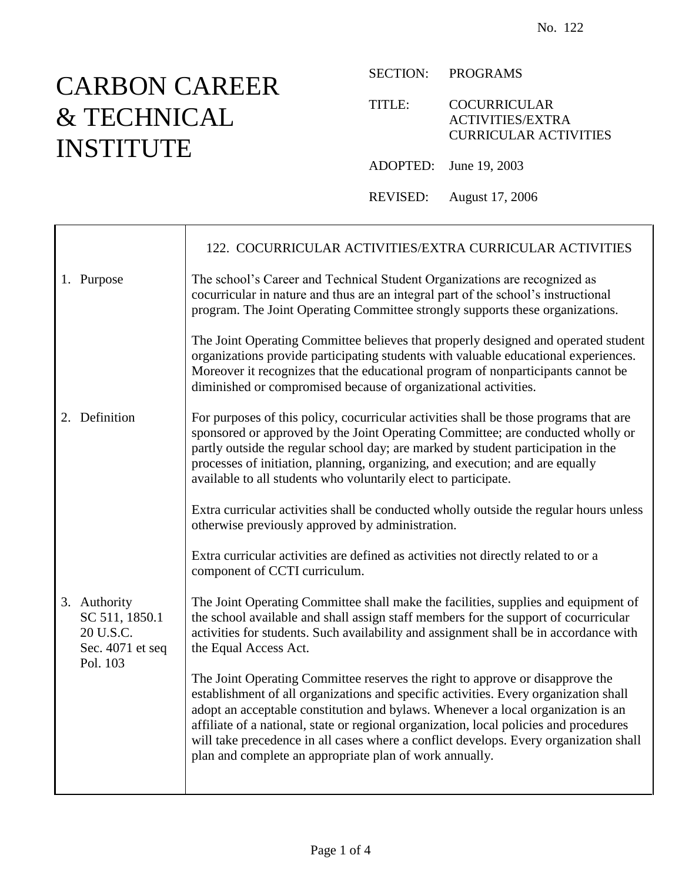No. 122

# CARBON CAREER & TECHNICAL INSTITUTE

SECTION: PROGRAMS

TITLE: COCURRICULAR ACTIVITIES/EXTRA CURRICULAR ACTIVITIES

ADOPTED: June 19, 2003

REVISED: August 17, 2006

## 122. COCURRICULAR ACTIVITIES/EXTRA CURRICULAR ACTIVITIES

### 1. Purpose

The school's Career and Technical Student Organizations are recognized as cocurricular in nature and thus are an integral part of the school's instructional program. The Joint Operating Committee strongly supports these organizations.

The Joint Operating Committee believes that properly designed and operated student organizations provide participating students with valuable educational experiences. Moreover it recognizes that the educational program of nonparticipants cannot be diminished or compromised because of organizational activities.

### 2. Definition

For purposes of this policy, cocurricular activities shall be those programs that are sponsored or approved by the Joint Operating Committee; are conducted wholly or partly outside the regular school day; are marked by student participation in the processes of initiation, planning, organizing, and execution; and are equally available to all students who voluntarily elect to participate.

Extra curricular activities shall be conducted wholly outside the regular hours unless otherwise previously approved by administration.

Extra curricular activities are defined as activities not directly related to or a component of CCTI curriculum.

### 3. Authority

SC 511, 1850.1
20 U.S.C. Sec. 4071 et seq
Pol. 103

The Joint Operating Committee shall make the facilities, supplies and equipment of the school available and shall assign staff members for the support of cocurricular activities for students. Such availability and assignment shall be in accordance with the Equal Access Act.

The Joint Operating Committee reserves the right to approve or disapprove the establishment of all organizations and specific activities. Every organization shall adopt an acceptable constitution and bylaws. Whenever a local organization is an affiliate of a national, state or regional organization, local policies and procedures will take precedence in all cases where a conflict develops. Every organization shall plan and complete an appropriate plan of work annually.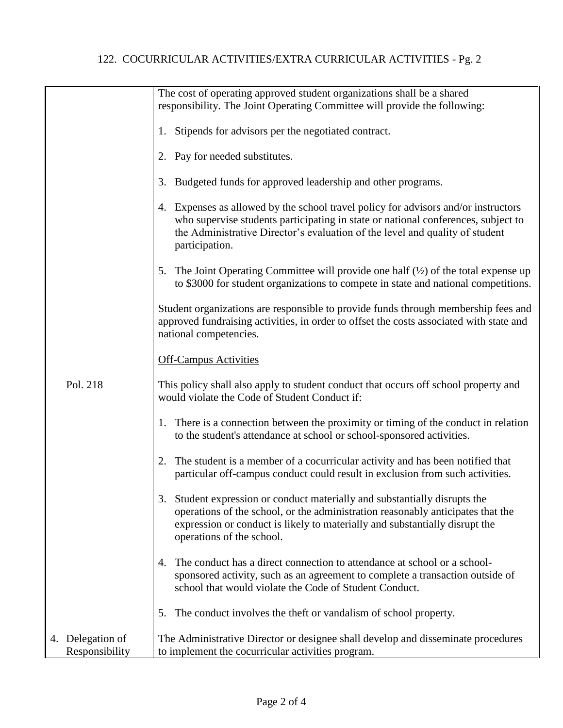# 122. COCURRICULAR ACTIVITIES/EXTRA CURRICULAR ACTIVITIES - Pg. 2

The cost of operating approved student organizations shall be a shared responsibility. The Joint Operating Committee will provide the following:

1. Stipends for advisors per the negotiated contract.

2. Pay for needed substitutes.

3. Budgeted funds for approved leadership and other programs.

4. Expenses as allowed by the school travel policy for advisors and/or instructors who supervise students participating in state or national conferences, subject to the Administrative Director's evaluation of the level and quality of student participation.

5. The Joint Operating Committee will provide one half (½) of the total expense up to $3000 for student organizations to compete in state and national competitions.

Student organizations are responsible to provide funds through membership fees and approved fundraising activities, in order to offset the costs associated with state and national competencies.

<u>Off-Campus Activities</u>

Pol. 218

This policy shall also apply to student conduct that occurs off school property and would violate the Code of Student Conduct if:

1. There is a connection between the proximity or timing of the conduct in relation to the student's attendance at school or school-sponsored activities.

2. The student is a member of a cocurricular activity and has been notified that particular off-campus conduct could result in exclusion from such activities.

3. Student expression or conduct materially and substantially disrupts the operations of the school, or the administration reasonably anticipates that the expression or conduct is likely to materially and substantially disrupt the operations of the school.

4. The conduct has a direct connection to attendance at school or a school-sponsored activity, such as an agreement to complete a transaction outside of school that would violate the Code of Student Conduct.

5. The conduct involves the theft or vandalism of school property.

## 4. Delegation of Responsibility

The Administrative Director or designee shall develop and disseminate procedures to implement the cocurricular activities program.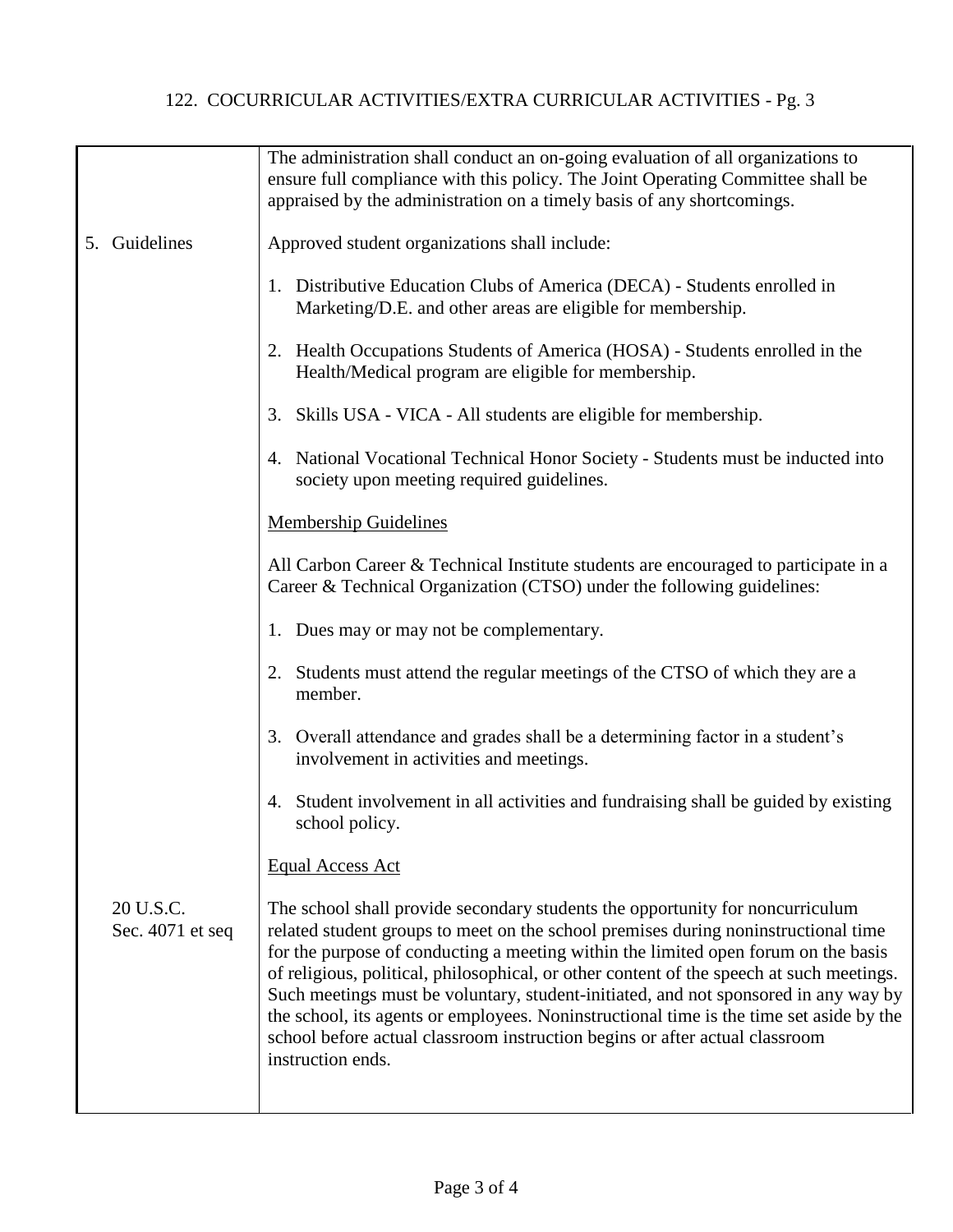The administration shall conduct an on-going evaluation of all organizations to ensure full compliance with this policy. The Joint Operating Committee shall be appraised by the administration on a timely basis of any shortcomings.

**5. Guidelines**

Approved student organizations shall include:

1. Distributive Education Clubs of America (DECA) - Students enrolled in Marketing/D.E. and other areas are eligible for membership.

2. Health Occupations Students of America (HOSA) - Students enrolled in the Health/Medical program are eligible for membership.

3. Skills USA - VICA - All students are eligible for membership.

4. National Vocational Technical Honor Society - Students must be inducted into society upon meeting required guidelines.

Membership Guidelines

All Carbon Career & Technical Institute students are encouraged to participate in a Career & Technical Organization (CTSO) under the following guidelines:

1. Dues may or may not be complementary.

2. Students must attend the regular meetings of the CTSO of which they are a member.

3. Overall attendance and grades shall be a determining factor in a student's involvement in activities and meetings.

4. Student involvement in all activities and fundraising shall be guided by existing school policy.

Equal Access Act

20 U.S.C. Sec. 4071 et seq

The school shall provide secondary students the opportunity for noncurriculum related student groups to meet on the school premises during noninstructional time for the purpose of conducting a meeting within the limited open forum on the basis of religious, political, philosophical, or other content of the speech at such meetings. Such meetings must be voluntary, student-initiated, and not sponsored in any way by the school, its agents or employees. Noninstructional time is the time set aside by the school before actual classroom instruction begins or after actual classroom instruction ends.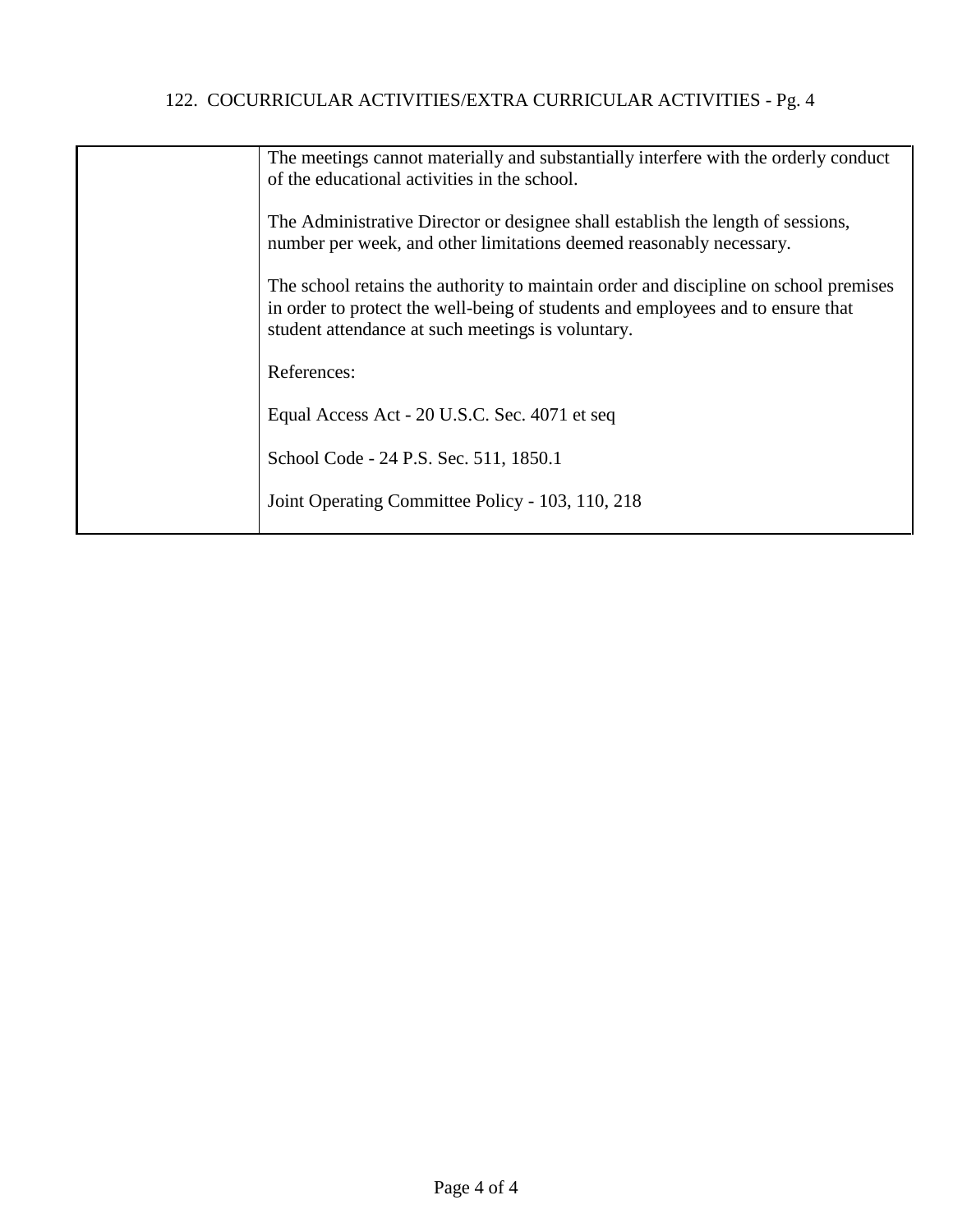| | |
|---|---|
| | The meetings cannot materially and substantially interfere with the orderly conduct of the educational activities in the school.<br><br>The Administrative Director or designee shall establish the length of sessions, number per week, and other limitations deemed reasonably necessary.<br><br>The school retains the authority to maintain order and discipline on school premises in order to protect the well-being of students and employees and to ensure that student attendance at such meetings is voluntary.<br><br>References:<br><br>Equal Access Act - 20 U.S.C. Sec. 4071 et seq<br><br>School Code - 24 P.S. Sec. 511, 1850.1<br><br>Joint Operating Committee Policy - 103, 110, 218 |